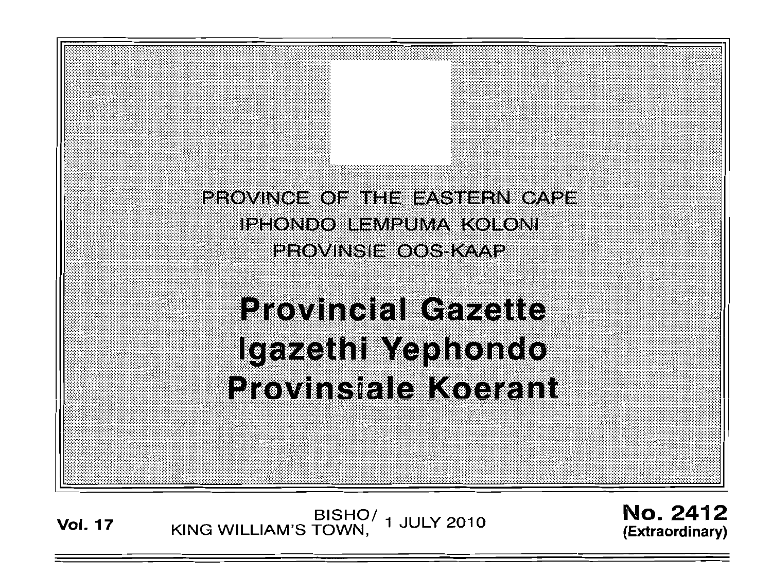PROVINCE OF THE EASTERN CAPE

IPHONDO LEMPUMA KOLONI

PROVINSIE OOS-KAAP

# Provincial Gazette
# Igazethi Yephondo
# Provinsiale Koerant

**Vol. 17** BISHO/ KING WILLIAM'S TOWN, 1 JULY 2010 **No. 2412 (Extraordinary)**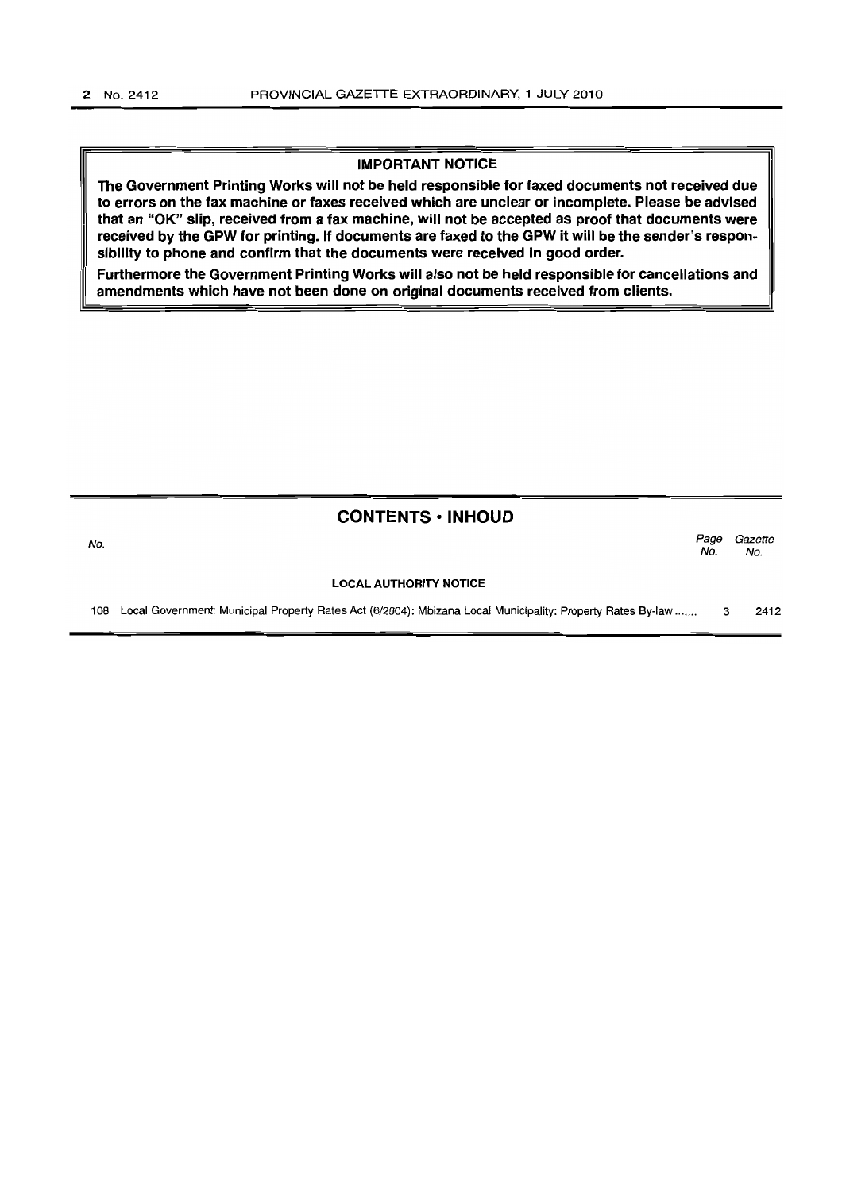## IMPORTANT NOTICE

**The Government Printing Works will not be held responsible for faxed documents not received due to errors on the fax machine or faxes received which are unclear or incomplete. Please be advised that an "OK" slip, received from a fax machine, will not be accepted as proof that documents were received by the GPW for printing. If documents are faxed to the GPW it will be the sender's responsibility to phone and confirm that the documents were received in good order.**

**Furthermore the Government Printing Works will also not be held responsible for cancellations and amendments which have not been done on original documents received from clients.**

## CONTENTS • INHOUD

| No. | | Page No. | Gazette No. |
|---|---|---|---|
| | **LOCAL AUTHORITY NOTICE** | | |
| 108 | Local Government: Municipal Property Rates Act (6/2004): Mbizana Local Municipality: Property Rates By-law ....... | 3 | 2412 |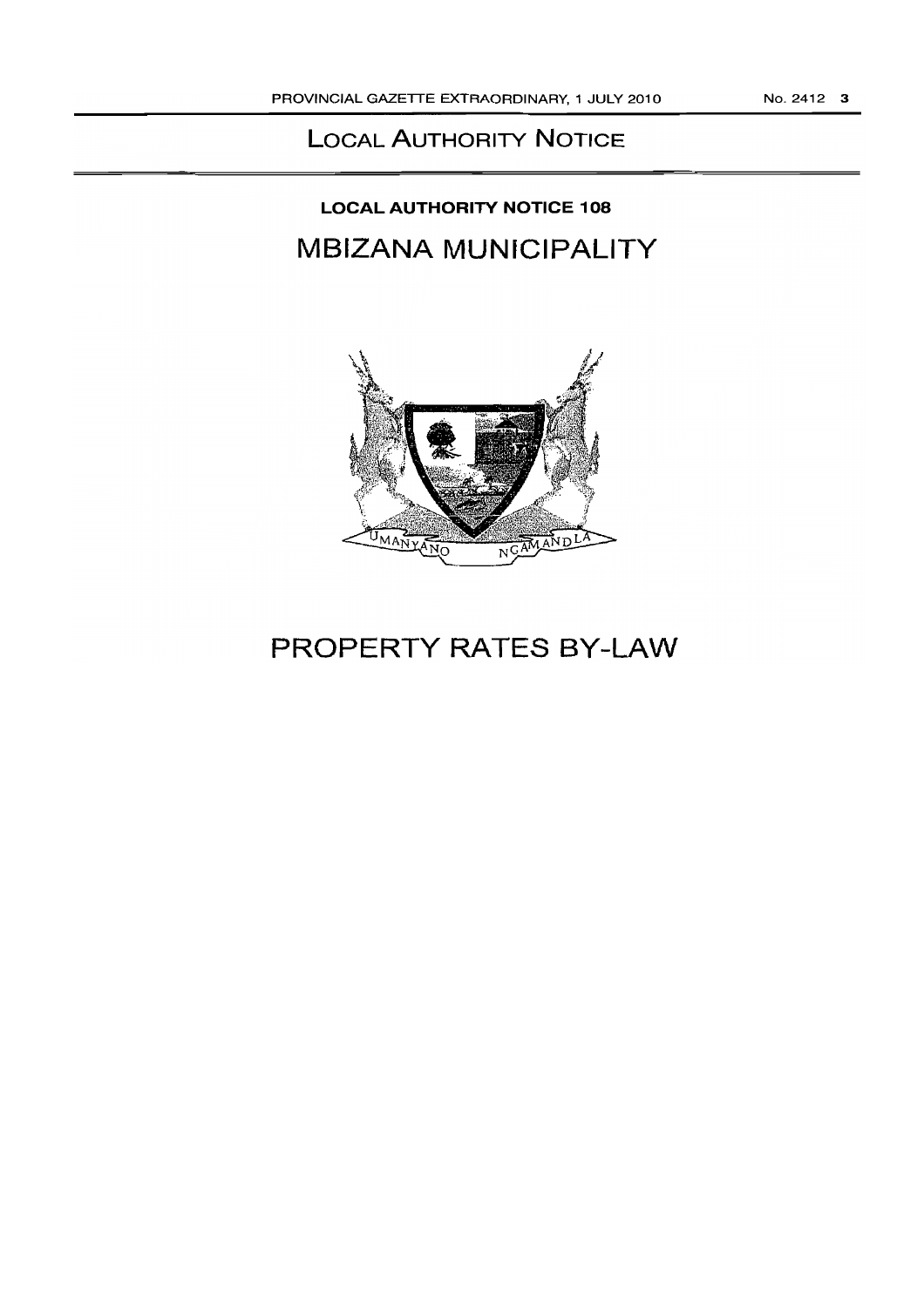# LOCAL AUTHORITY NOTICE

## LOCAL AUTHORITY NOTICE 108

# MBIZANA MUNICIPALITY

# PROPERTY RATES BY-LAW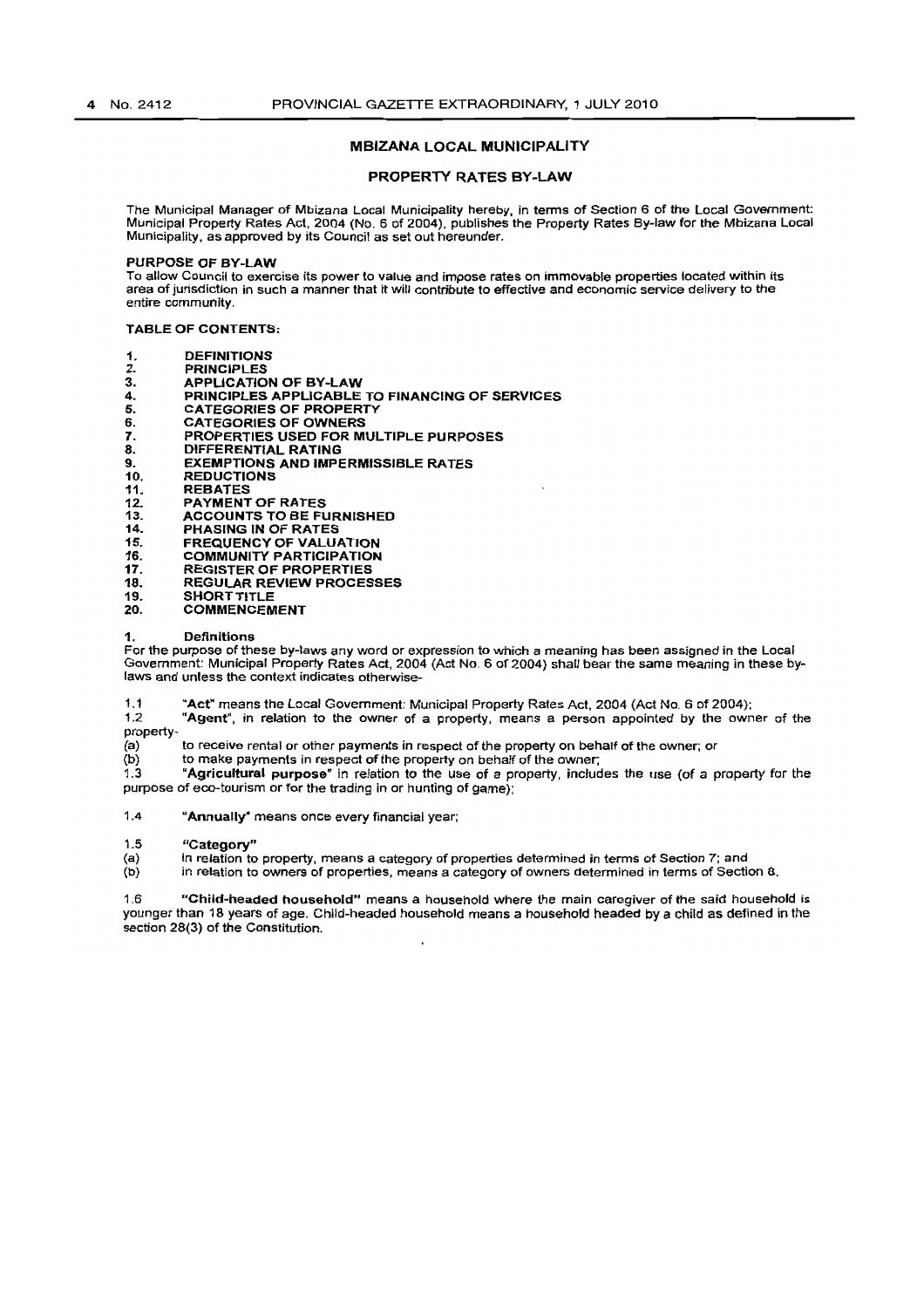## MBIZANA LOCAL MUNICIPALITY

## PROPERTY RATES BY-LAW

The Municipal Manager of Mbizana Local Municipality hereby, in terms of Section 6 of the Local Government: Municipal Property Rates Act, 2004 (No. 6 of 2004), publishes the Property Rates By-law for the Mbizana Local Municipality, as approved by its Council as set out hereunder.

**PURPOSE OF BY-LAW**

To allow Council to exercise its power to value and impose rates on immovable properties located within its area of jurisdiction in such a manner that it will contribute to effective and economic service delivery to the entire community.

**TABLE OF CONTENTS:**

1. DEFINITIONS
2. PRINCIPLES
3. APPLICATION OF BY-LAW
4. PRINCIPLES APPLICABLE TO FINANCING OF SERVICES
5. CATEGORIES OF PROPERTY
6. CATEGORIES OF OWNERS
7. PROPERTIES USED FOR MULTIPLE PURPOSES
8. DIFFERENTIAL RATING
9. EXEMPTIONS AND IMPERMISSIBLE RATES
10. REDUCTIONS
11. REBATES
12. PAYMENT OF RATES
13. ACCOUNTS TO BE FURNISHED
14. PHASING IN OF RATES
15. FREQUENCY OF VALUATION
16. COMMUNITY PARTICIPATION
17. REGISTER OF PROPERTIES
18. REGULAR REVIEW PROCESSES
19. SHORT TITLE
20. COMMENCEMENT

**1. Definitions**

For the purpose of these by-laws any word or expression to which a meaning has been assigned in the Local Government: Municipal Property Rates Act, 2004 (Act No. 6 of 2004) shall bear the same meaning in these by-laws and unless the context indicates otherwise-

1.1 **"Act"** means the Local Government: Municipal Property Rates Act, 2004 (Act No. 6 of 2004);

1.2 **"Agent"**, in relation to the owner of a property, means a person appointed by the owner of the property-

(a) to receive rental or other payments in respect of the property on behalf of the owner; or

(b) to make payments in respect of the property on behalf of the owner;

1.3 **"Agricultural purpose"** in relation to the use of a property, includes the use (of a property for the purpose of eco-tourism or for the trading in or hunting of game);

1.4 **"Annually"** means once every financial year;

1.5 **"Category"**

(a) in relation to property, means a category of properties determined in terms of Section 7; and

(b) in relation to owners of properties, means a category of owners determined in terms of Section 8.

1.6 **"Child-headed household"** means a household where the main caregiver of the said household is younger than 18 years of age. Child-headed household means a household headed by a child as defined in the section 28(3) of the Constitution.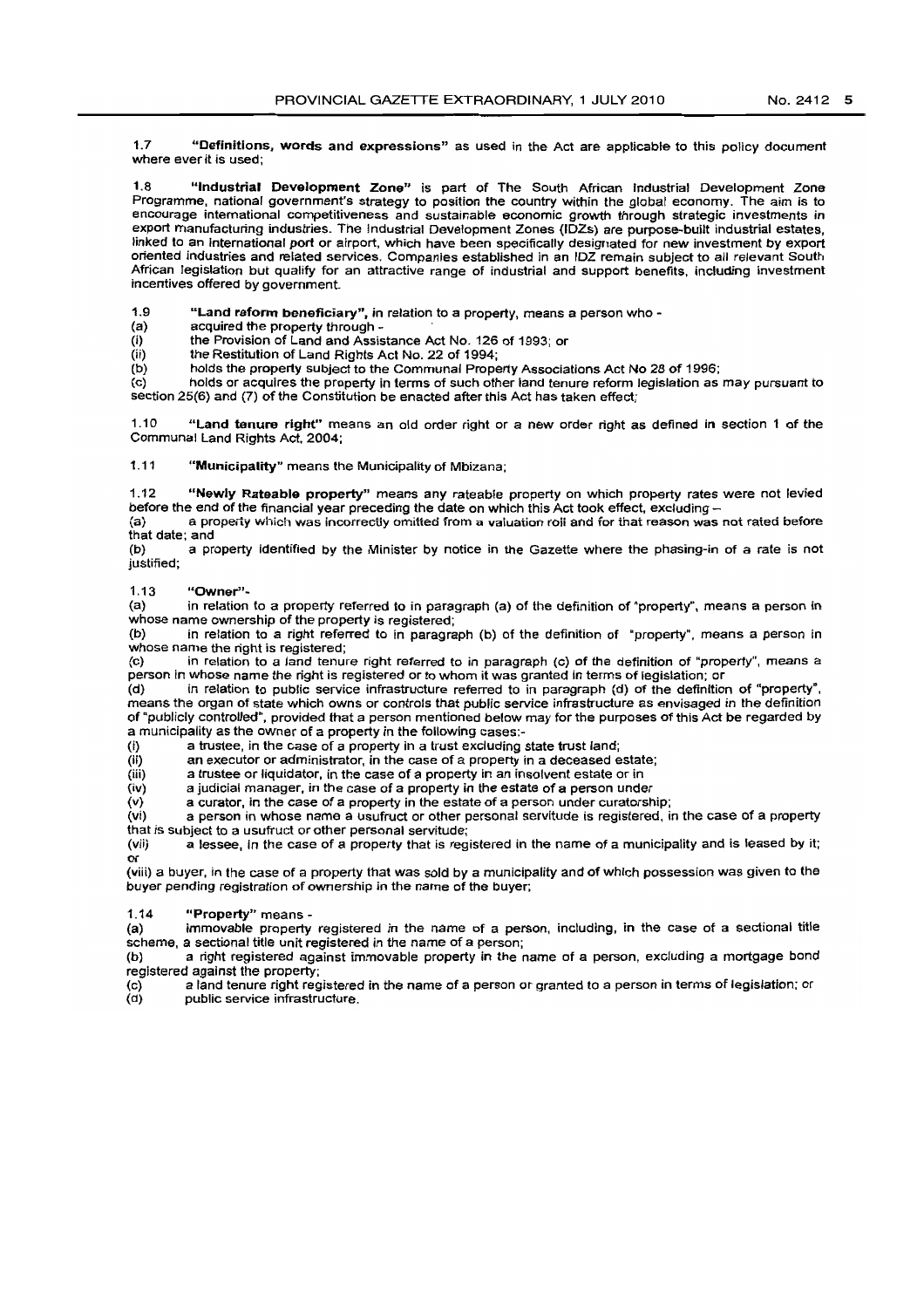1.7 **"Definitions, words and expressions"** as used in the Act are applicable to this policy document where ever it is used;

1.8 **"Industrial Development Zone"** is part of The South African Industrial Development Zone Programme, national government's strategy to position the country within the global economy. The aim is to encourage international competitiveness and sustainable economic growth through strategic investments in export manufacturing industries. The Industrial Development Zones (IDZs) are purpose-built industrial estates, linked to an international port or airport, which have been specifically designated for new investment by export oriented industries and related services. Companies established in an IDZ remain subject to all relevant South African legislation but qualify for an attractive range of industrial and support benefits, including investment incentives offered by government.

1.9 **"Land reform beneficiary"**, in relation to a property, means a person who -

(a) acquired the property through -

(i) the Provision of Land and Assistance Act No. 126 of 1993; or

(ii) the Restitution of Land Rights Act No. 22 of 1994;

(b) holds the property subject to the Communal Property Associations Act No 28 of 1996;

(c) holds or acquires the property in terms of such other land tenure reform legislation as may pursuant to section 25(6) and (7) of the Constitution be enacted after this Act has taken effect;

1.10 **"Land tenure right"** means an old order right or a new order right as defined in section 1 of the Communal Land Rights Act, 2004;

1.11 **"Municipality"** means the Municipality of Mbizana;

1.12 **"Newly Rateable property"** means any rateable property on which property rates were not levied before the end of the financial year preceding the date on which this Act took effect, excluding –

(a) a property which was incorrectly omitted from a valuation roll and for that reason was not rated before that date; and

(b) a property identified by the Minister by notice in the Gazette where the phasing-in of a rate is not justified;

1.13 **"Owner"**-

(a) in relation to a property referred to in paragraph (a) of the definition of "property", means a person in whose name ownership of the property is registered;

(b) in relation to a right referred to in paragraph (b) of the definition of "property", means a person in whose name the right is registered;

(c) in relation to a land tenure right referred to in paragraph (c) of the definition of "property", means a person in whose name the right is registered or to whom it was granted in terms of legislation; or

(d) in relation to public service infrastructure referred to in paragraph (d) of the definition of "property", means the organ of state which owns or controls that public service infrastructure as envisaged in the definition of "publicly controlled", provided that a person mentioned below may for the purposes of this Act be regarded by a municipality as the owner of a property in the following cases:-

(i) a trustee, in the case of a property in a trust excluding state trust land;

(ii) an executor or administrator, in the case of a property in a deceased estate;

(iii) a trustee or liquidator, in the case of a property in an insolvent estate or in

(iv) a judicial manager, in the case of a property in the estate of a person under

(v) a curator, in the case of a property in the estate of a person under curatorship;

(vi) a person in whose name a usufruct or other personal servitude is registered, in the case of a property that is subject to a usufruct or other personal servitude;

(vii) a lessee, in the case of a property that is registered in the name of a municipality and is leased by it; or

(viii) a buyer, in the case of a property that was sold by a municipality and of which possession was given to the buyer pending registration of ownership in the name of the buyer;

1.14 **"Property"** means -

(a) immovable property registered in the name of a person, including, in the case of a sectional title scheme, a sectional title unit registered in the name of a person;

(b) a right registered against immovable property in the name of a person, excluding a mortgage bond registered against the property;

(c) a land tenure right registered in the name of a person or granted to a person in terms of legislation; or

(d) public service infrastructure.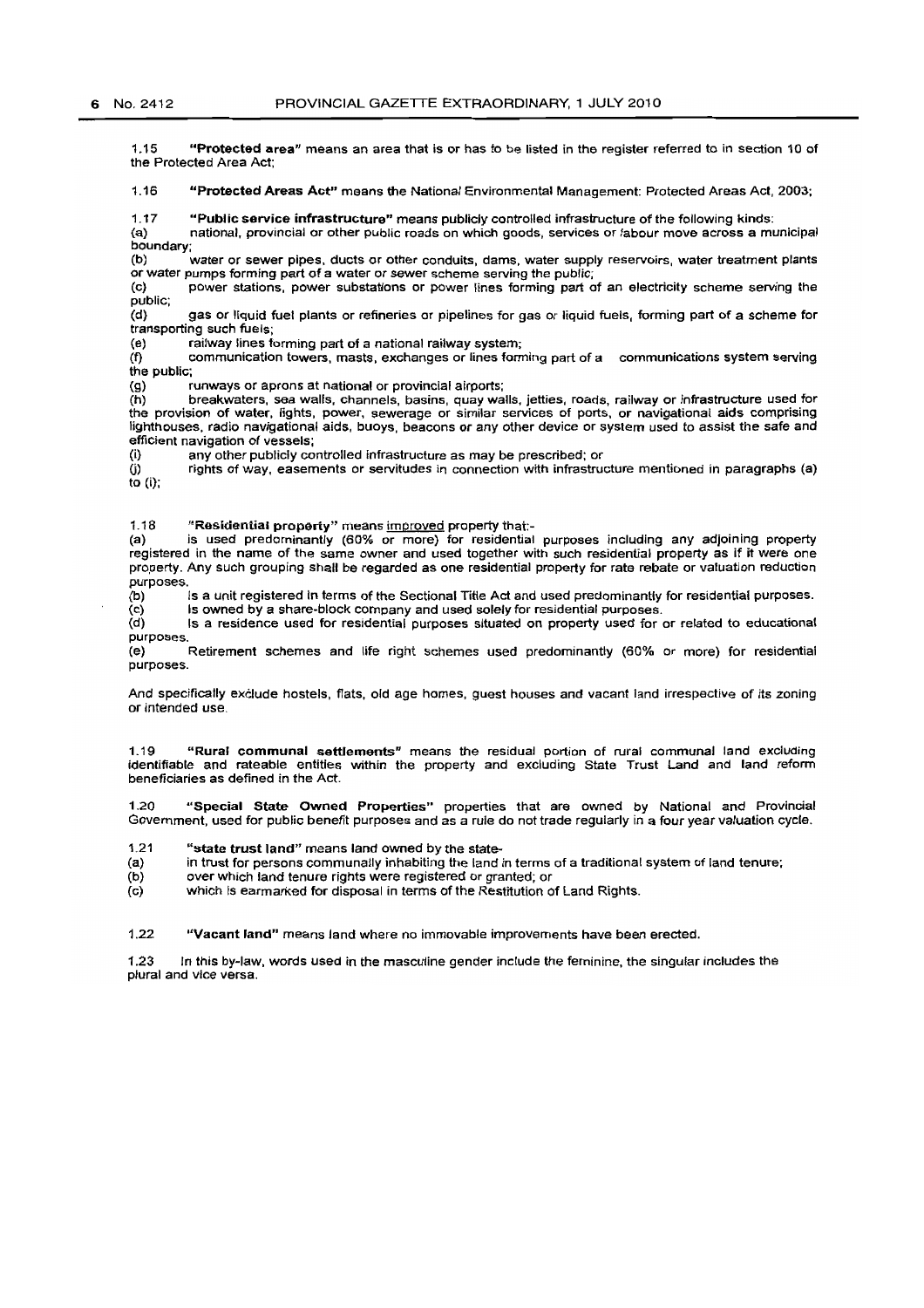1.15 **"Protected area"** means an area that is or has to be listed in the register referred to in section 10 of the Protected Area Act;

1.16 **"Protected Areas Act"** means the National Environmental Management: Protected Areas Act, 2003;

1.17 **"Public service infrastructure"** means publicly controlled infrastructure of the following kinds:

(a) national, provincial or other public roads on which goods, services or labour move across a municipal boundary;

(b) water or sewer pipes, ducts or other conduits, dams, water supply reservoirs, water treatment plants or water pumps forming part of a water or sewer scheme serving the public;

(c) power stations, power substations or power lines forming part of an electricity scheme serving the public;

(d) gas or liquid fuel plants or refineries or pipelines for gas or liquid fuels, forming part of a scheme for transporting such fuels;

(e) railway lines forming part of a national railway system;

(f) communication towers, masts, exchanges or lines forming part of a communications system serving the public;

(g) runways or aprons at national or provincial airports;

(h) breakwaters, sea walls, channels, basins, quay walls, jetties, roads, railway or infrastructure used for the provision of water, lights, power, sewerage or similar services of ports, or navigational aids comprising lighthouses, radio navigational aids, buoys, beacons or any other device or system used to assist the safe and efficient navigation of vessels;

(i) any other publicly controlled infrastructure as may be prescribed; or

(j) rights of way, easements or servitudes in connection with infrastructure mentioned in paragraphs (a) to (i);

1.18 **"Residential property"** means improved property that:-

(a) is used predominantly (60% or more) for residential purposes including any adjoining property registered in the name of the same owner and used together with such residential property as if it were one property. Any such grouping shall be regarded as one residential property for rate rebate or valuation reduction purposes.

(b) Is a unit registered in terms of the Sectional Title Act and used predominantly for residential purposes.

(c) Is owned by a share-block company and used solely for residential purposes.

(d) Is a residence used for residential purposes situated on property used for or related to educational purposes.

(e) Retirement schemes and life right schemes used predominantly (60% or more) for residential purposes.

And specifically exclude hostels, flats, old age homes, guest houses and vacant land irrespective of its zoning or intended use.

1.19 **"Rural communal settlements"** means the residual portion of rural communal land excluding identifiable and rateable entities within the property and excluding State Trust Land and land reform beneficiaries as defined in the Act.

1.20 **"Special State Owned Properties"** properties that are owned by National and Provincial Government, used for public benefit purposes and as a rule do not trade regularly in a four year valuation cycle.

1.21 **"state trust land"** means land owned by the state-

(a) in trust for persons communally inhabiting the land in terms of a traditional system of land tenure;

(b) over which land tenure rights were registered or granted; or

(c) which is earmarked for disposal in terms of the Restitution of Land Rights.

1.22 **"Vacant land"** means land where no immovable improvements have been erected.

1.23 In this by-law, words used in the masculine gender include the feminine, the singular includes the plural and vice versa.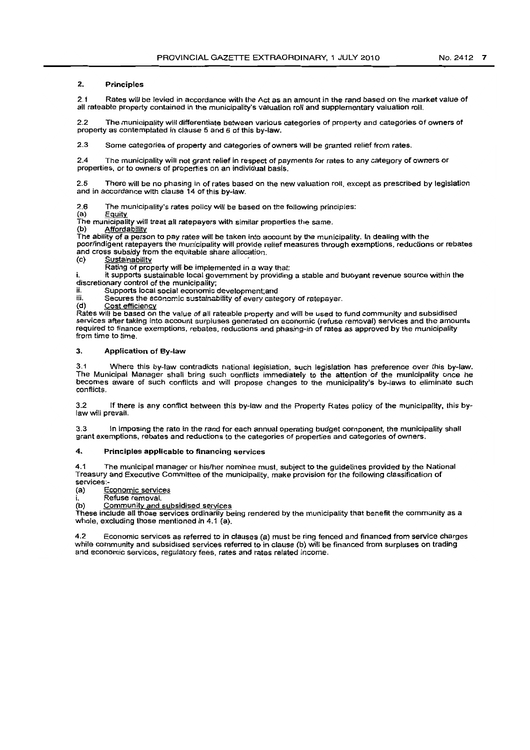## 2. Principles

2.1 Rates will be levied in accordance with the Act as an amount in the rand based on the market value of all rateable property contained in the municipality's valuation roll and supplementary valuation roll.

2.2 The municipality will differentiate between various categories of property and categories of owners of property as contemplated in clause 5 and 6 of this by-law.

2.3 Some categories of property and categories of owners will be granted relief from rates.

2.4 The municipality will not grant relief in respect of payments for rates to any category of owners or properties, or to owners of properties on an individual basis.

2.5 There will be no phasing in of rates based on the new valuation roll, except as prescribed by legislation and in accordance with clause 14 of this by-law.

2.6 The municipality's rates policy will be based on the following principles:

(a) Equity

The municipality will treat all ratepayers with similar properties the same.

(b) Affordability

The ability of a person to pay rates will be taken into account by the municipality. In dealing with the poor/indigent ratepayers the municipality will provide relief measures through exemptions, reductions or rebates and cross subsidy from the equitable share allocation.

(c) Sustainability

Rating of property will be implemented in a way that:

i. it supports sustainable local government by providing a stable and buoyant revenue source within the discretionary control of the municipality;

ii. Supports local social economic development;and

iii. Secures the economic sustainability of every category of ratepayer.

(d) Cost efficiency

Rates will be based on the value of all rateable property and will be used to fund community and subsidised services after taking into account surpluses generated on economic (refuse removal) services and the amounts required to finance exemptions, rebates, reductions and phasing-in of rates as approved by the municipality from time to time.

## 3. Application of By-law

3.1 Where this by-law contradicts national legislation, such legislation has preference over this by-law. The Municipal Manager shall bring such conflicts immediately to the attention of the municipality once he becomes aware of such conflicts and will propose changes to the municipality's by-laws to eliminate such conflicts.

3.2 If there is any conflict between this by-law and the Property Rates policy of the municipality, this by-law will prevail.

3.3 In imposing the rate in the rand for each annual operating budget component, the municipality shall grant exemptions, rebates and reductions to the categories of properties and categories of owners.

## 4. Principles applicable to financing services

4.1 The municipal manager or his/her nominee must, subject to the guidelines provided by the National Treasury and Executive Committee of the municipality, make provision for the following classification of services:-

(a) Economic services

i. Refuse removal.

(b) Community and subsidised services

These include all those services ordinarily being rendered by the municipality that benefit the community as a whole, excluding those mentioned in 4.1 (a).

4.2 Economic services as referred to in clauses (a) must be ring fenced and financed from service charges while community and subsidised services referred to in clause (b) will be financed from surpluses on trading and economic services, regulatory fees, rates and rates related income.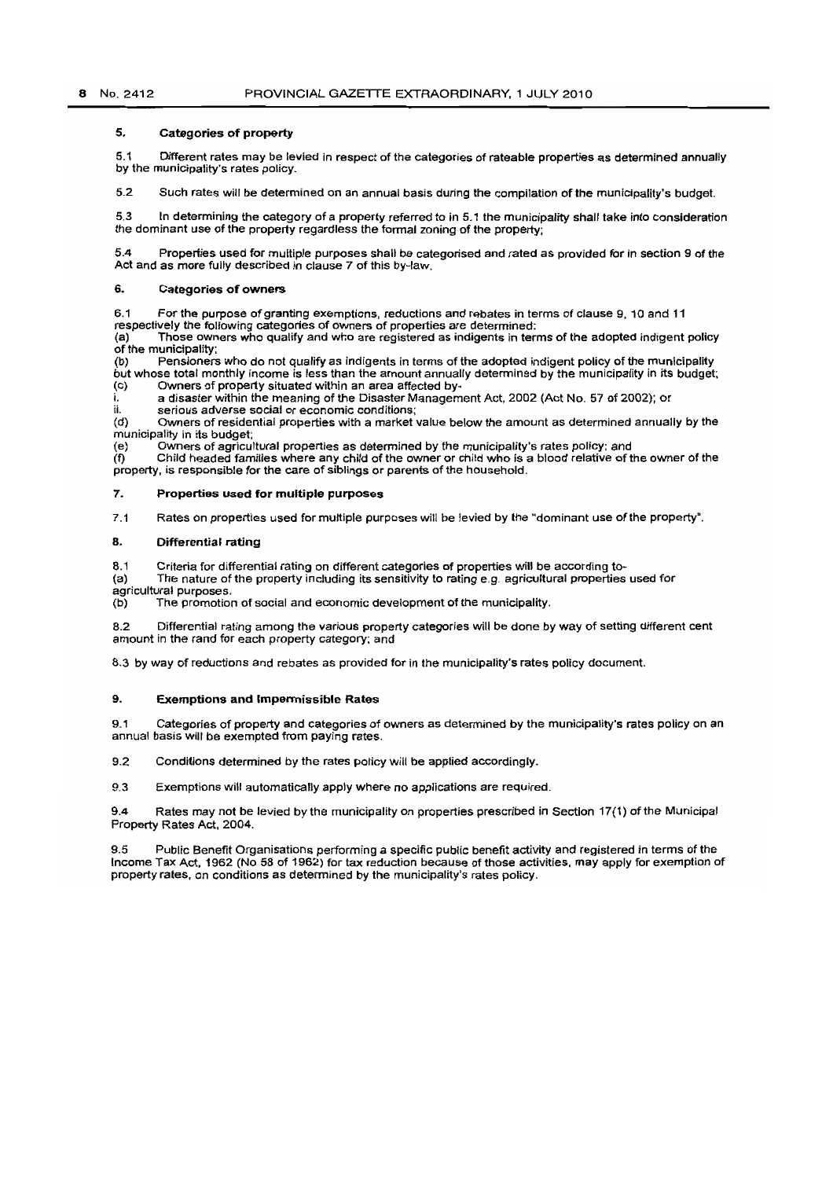## 5. Categories of property

5.1 Different rates may be levied in respect of the categories of rateable properties as determined annually by the municipality's rates policy.

5.2 Such rates will be determined on an annual basis during the compilation of the municipality's budget.

5.3 In determining the category of a property referred to in 5.1 the municipality shall take into consideration the dominant use of the property regardless the formal zoning of the property;

5.4 Properties used for multiple purposes shall be categorised and rated as provided for in section 9 of the Act and as more fully described in clause 7 of this by-law.

## 6. Categories of owners

6.1 For the purpose of granting exemptions, reductions and rebates in terms of clause 9, 10 and 11 respectively the following categories of owners of properties are determined:

(a) Those owners who qualify and who are registered as indigents in terms of the adopted indigent policy of the municipality;

(b) Pensioners who do not qualify as indigents in terms of the adopted indigent policy of the municipality but whose total monthly income is less than the amount annually determined by the municipality in its budget;

(c) Owners of property situated within an area affected by-

i. a disaster within the meaning of the Disaster Management Act, 2002 (Act No. 57 of 2002); or

ii. serious adverse social or economic conditions;

(d) Owners of residential properties with a market value below the amount as determined annually by the municipality in its budget;

(e) Owners of agricultural properties as determined by the municipality's rates policy; and

(f) Child headed families where any child of the owner or child who is a blood relative of the owner of the property, is responsible for the care of siblings or parents of the household.

## 7. Properties used for multiple purposes

7.1 Rates on properties used for multiple purposes will be levied by the "dominant use of the property".

## 8. Differential rating

8.1 Criteria for differential rating on different categories of properties will be according to-

(a) The nature of the property including its sensitivity to rating e.g. agricultural properties used for agricultural purposes.

(b) The promotion of social and economic development of the municipality.

8.2 Differential rating among the various property categories will be done by way of setting different cent amount in the rand for each property category; and

8.3 by way of reductions and rebates as provided for in the municipality's rates policy document.

## 9. Exemptions and Impermissible Rates

9.1 Categories of property and categories of owners as determined by the municipality's rates policy on an annual basis will be exempted from paying rates.

9.2 Conditions determined by the rates policy will be applied accordingly.

9.3 Exemptions will automatically apply where no applications are required.

9.4 Rates may not be levied by the municipality on properties prescribed in Section 17(1) of the Municipal Property Rates Act, 2004.

9.5 Public Benefit Organisations performing a specific public benefit activity and registered in terms of the Income Tax Act, 1962 (No 58 of 1962) for tax reduction because of those activities, may apply for exemption of property rates, on conditions as determined by the municipality's rates policy.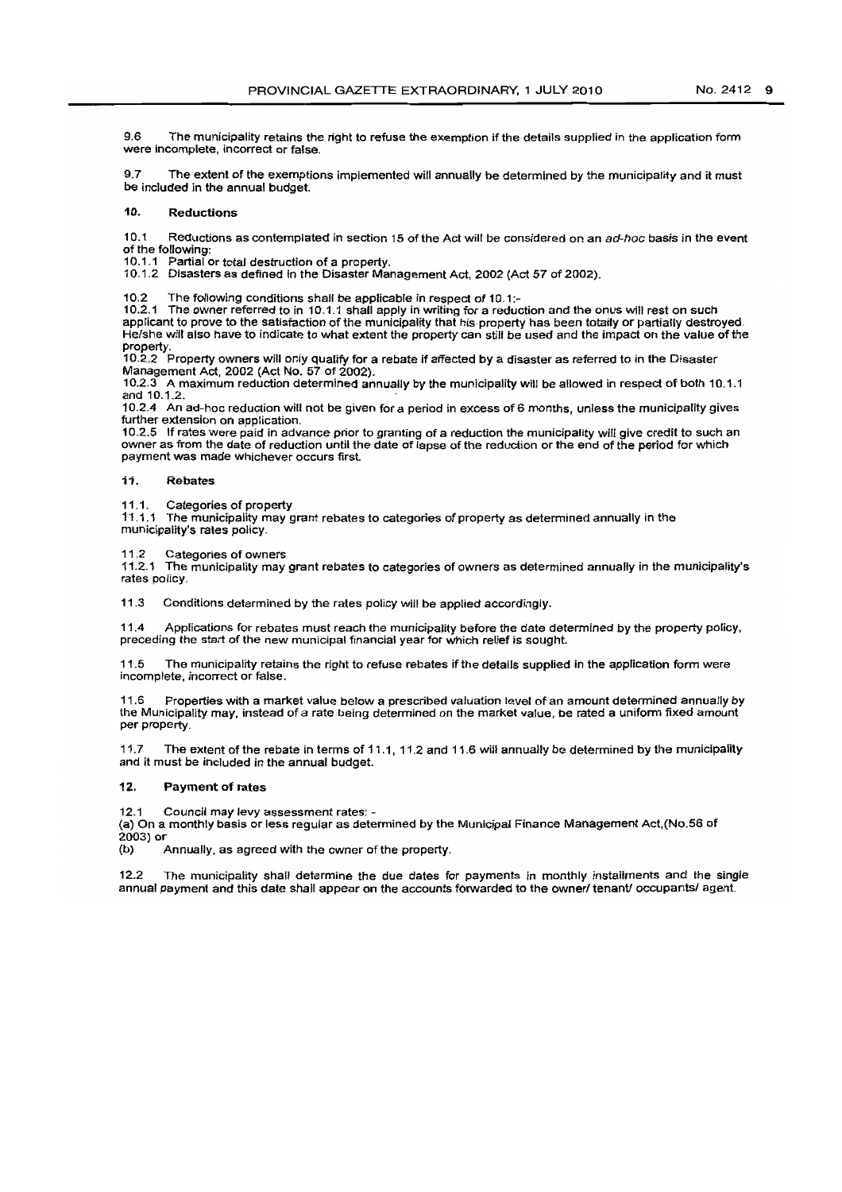9.6 The municipality retains the right to refuse the exemption if the details supplied in the application form were incomplete, incorrect or false.

9.7 The extent of the exemptions implemented will annually be determined by the municipality and it must be included in the annual budget.

## 10. Reductions

10.1 Reductions as contemplated in section 15 of the Act will be considered on an *ad-hoc* basis in the event of the following:
10.1.1 Partial or total destruction of a property.
10.1.2 Disasters as defined in the Disaster Management Act, 2002 (Act 57 of 2002).

10.2 The following conditions shall be applicable in respect of 10.1:-
10.2.1 The owner referred to in 10.1.1 shall apply in writing for a reduction and the onus will rest on such applicant to prove to the satisfaction of the municipality that his property has been totally or partially destroyed. He/she will also have to indicate to what extent the property can still be used and the impact on the value of the property.
10.2.2 Property owners will only qualify for a rebate if affected by a disaster as referred to in the Disaster Management Act, 2002 (Act No. 57 of 2002).
10.2.3 A maximum reduction determined annually by the municipality will be allowed in respect of both 10.1.1 and 10.1.2.
10.2.4 An ad-hoc reduction will not be given for a period in excess of 6 months, unless the municipality gives further extension on application.
10.2.5 If rates were paid in advance prior to granting of a reduction the municipality will give credit to such an owner as from the date of reduction until the date of lapse of the reduction or the end of the period for which payment was made whichever occurs first.

## 11. Rebates

11.1. Categories of property
11.1.1 The municipality may grant rebates to categories of property as determined annually in the municipality's rates policy.

11.2 Categories of owners
11.2.1 The municipality may grant rebates to categories of owners as determined annually in the municipality's rates policy.

11.3 Conditions determined by the rates policy will be applied accordingly.

11.4 Applications for rebates must reach the municipality before the date determined by the property policy, preceding the start of the new municipal financial year for which relief is sought.

11.5 The municipality retains the right to refuse rebates if the details supplied in the application form were incomplete, incorrect or false.

11.6 Properties with a market value below a prescribed valuation level of an amount determined annually by the Municipality may, instead of a rate being determined on the market value, be rated a uniform fixed amount per property.

11.7 The extent of the rebate in terms of 11.1, 11.2 and 11.6 will annually be determined by the municipality and it must be included in the annual budget.

## 12. Payment of rates

12.1 Council may levy assessment rates: -
(a) On a monthly basis or less regular as determined by the Municipal Finance Management Act,(No.56 of 2003) or
(b) Annually, as agreed with the owner of the property.

12.2 The municipality shall determine the due dates for payments in monthly installments and the single annual payment and this date shall appear on the accounts forwarded to the owner/ tenant/ occupants/ agent.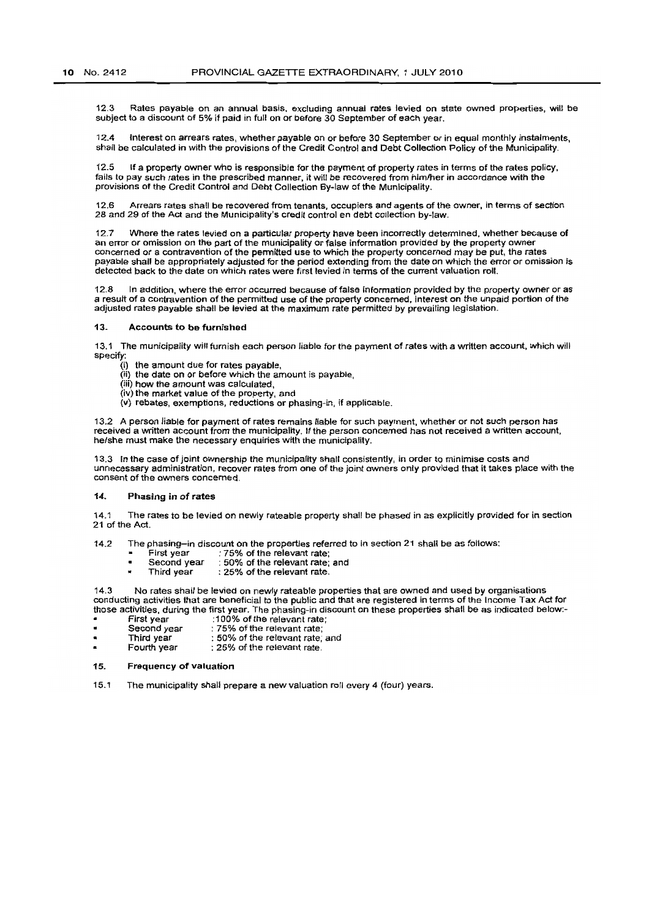12.3 Rates payable on an annual basis, excluding annual rates levied on state owned properties, will be subject to a discount of 5% if paid in full on or before 30 September of each year.

12.4 Interest on arrears rates, whether payable on or before 30 September or in equal monthly instalments, shall be calculated in with the provisions of the Credit Control and Debt Collection Policy of the Municipality.

12.5 If a property owner who is responsible for the payment of property rates in terms of the rates policy, fails to pay such rates in the prescribed manner, it will be recovered from him/her in accordance with the provisions of the Credit Control and Debt Collection By-law of the Municipality.

12.6 Arrears rates shall be recovered from tenants, occupiers and agents of the owner, in terms of section 28 and 29 of the Act and the Municipality's credit control en debt collection by-law.

12.7 Where the rates levied on a particular property have been incorrectly determined, whether because of an error or omission on the part of the municipality or false information provided by the property owner concerned or a contravention of the permitted use to which the property concerned may be put, the rates payable shall be appropriately adjusted for the period extending from the date on which the error or omission is detected back to the date on which rates were first levied in terms of the current valuation roll.

12.8 In addition, where the error occurred because of false information provided by the property owner or as a result of a contravention of the permitted use of the property concerned, interest on the unpaid portion of the adjusted rates payable shall be levied at the maximum rate permitted by prevailing legislation.

### 13. Accounts to be furnished

13.1 The municipality will furnish each person liable for the payment of rates with a written account, which will specify:

(i) the amount due for rates payable,
(ii) the date on or before which the amount is payable,
(iii) how the amount was calculated,
(iv) the market value of the property, and
(v) rebates, exemptions, reductions or phasing-in, if applicable.

13.2 A person liable for payment of rates remains liable for such payment, whether or not such person has received a written account from the municipality. If the person concerned has not received a written account, he/she must make the necessary enquiries with the municipality.

13.3 In the case of joint ownership the municipality shall consistently, in order to minimise costs and unnecessary administration, recover rates from one of the joint owners only provided that it takes place with the consent of the owners concerned.

### 14. Phasing in of rates

14.1 The rates to be levied on newly rateable property shall be phased in as explicitly provided for in section 21 of the Act.

14.2 The phasing–in discount on the properties referred to in section 21 shall be as follows:

- First year : 75% of the relevant rate;
- Second year : 50% of the relevant rate; and
- Third year : 25% of the relevant rate.

14.3 No rates shall be levied on newly rateable properties that are owned and used by organisations conducting activities that are beneficial to the public and that are registered in terms of the Income Tax Act for those activities, during the first year. The phasing-in discount on these properties shall be as indicated below:-

- First year :100% of the relevant rate;
- Second year : 75% of the relevant rate;
- Third year : 50% of the relevant rate; and
- Fourth year : 25% of the relevant rate.

### 15. Frequency of valuation

15.1 The municipality shall prepare a new valuation roll every 4 (four) years.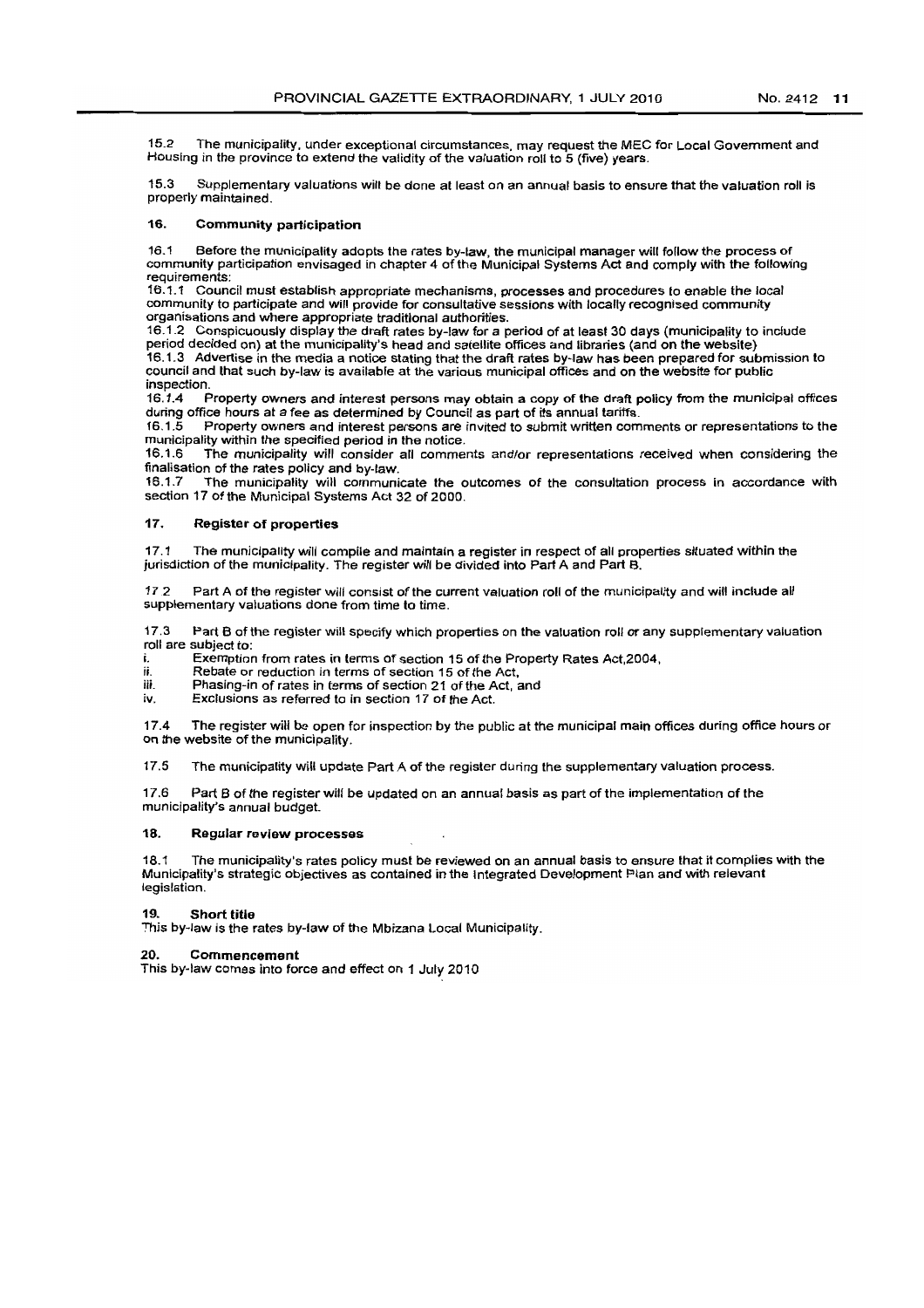15.2 The municipality, under exceptional circumstances, may request the MEC for Local Government and Housing in the province to extend the validity of the valuation roll to 5 (five) years.

15.3 Supplementary valuations will be done at least on an annual basis to ensure that the valuation roll is properly maintained.

## 16. Community participation

16.1 Before the municipality adopts the rates by-law, the municipal manager will follow the process of community participation envisaged in chapter 4 of the Municipal Systems Act and comply with the following requirements:

16.1.1 Council must establish appropriate mechanisms, processes and procedures to enable the local community to participate and will provide for consultative sessions with locally recognised community organisations and where appropriate traditional authorities.

16.1.2 Conspicuously display the draft rates by-law for a period of at least 30 days (municipality to include period decided on) at the municipality's head and satellite offices and libraries (and on the website)

16.1.3 Advertise in the media a notice stating that the draft rates by-law has been prepared for submission to council and that such by-law is available at the various municipal offices and on the website for public inspection.

16.1.4 Property owners and interest persons may obtain a copy of the draft policy from the municipal offices during office hours at a fee as determined by Council as part of its annual tariffs.

16.1.5 Property owners and interest persons are invited to submit written comments or representations to the municipality within the specified period in the notice.

16.1.6 The municipality will consider all comments and/or representations received when considering the finalisation of the rates policy and by-law.

16.1.7 The municipality will communicate the outcomes of the consultation process in accordance with section 17 of the Municipal Systems Act 32 of 2000.

## 17. Register of properties

17.1 The municipality will compile and maintain a register in respect of all properties situated within the jurisdiction of the municipality. The register will be divided into Part A and Part B.

17.2 Part A of the register will consist of the current valuation roll of the municipality and will include all supplementary valuations done from time to time.

17.3 Part B of the register will specify which properties on the valuation roll or any supplementary valuation roll are subject to:

i. Exemption from rates in terms of section 15 of the Property Rates Act,2004,
ii. Rebate or reduction in terms of section 15 of the Act,
iii. Phasing-in of rates in terms of section 21 of the Act, and
iv. Exclusions as referred to in section 17 of the Act.

17.4 The register will be open for inspection by the public at the municipal main offices during office hours or on the website of the municipality.

17.5 The municipality will update Part A of the register during the supplementary valuation process.

17.6 Part B of the register will be updated on an annual basis as part of the implementation of the municipality's annual budget.

## 18. Regular review processes

18.1 The municipality's rates policy must be reviewed on an annual basis to ensure that it complies with the Municipality's strategic objectives as contained in the Integrated Development Plan and with relevant legislation.

## 19. Short title

This by-law is the rates by-law of the Mbizana Local Municipality.

## 20. Commencement

This by-law comes into force and effect on 1 July 2010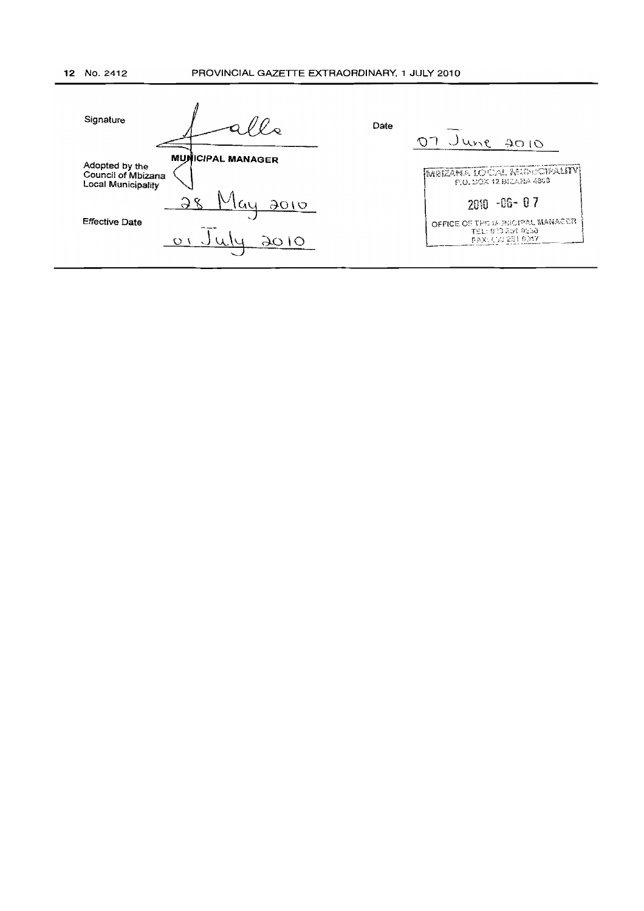| | | | |
|---|---|---|---|
| Signature | *[signature]* | Date | 07 June 2010 |
| | **MUNICIPAL MANAGER** | | MBIZANA LOCAL MUNICIPALITY<br>P.O. BOX 12 BIZANA 4800<br>2010 -06- 07<br>OFFICE OF THE MUNICIPAL MANAGER<br>TEL: 039 251 0230<br>FAX: 039 251 0917 |
| Adopted by the Council of Mbizana Local Municipality | 28 May 2010 | | |
| Effective Date | 01 July 2010 | | |